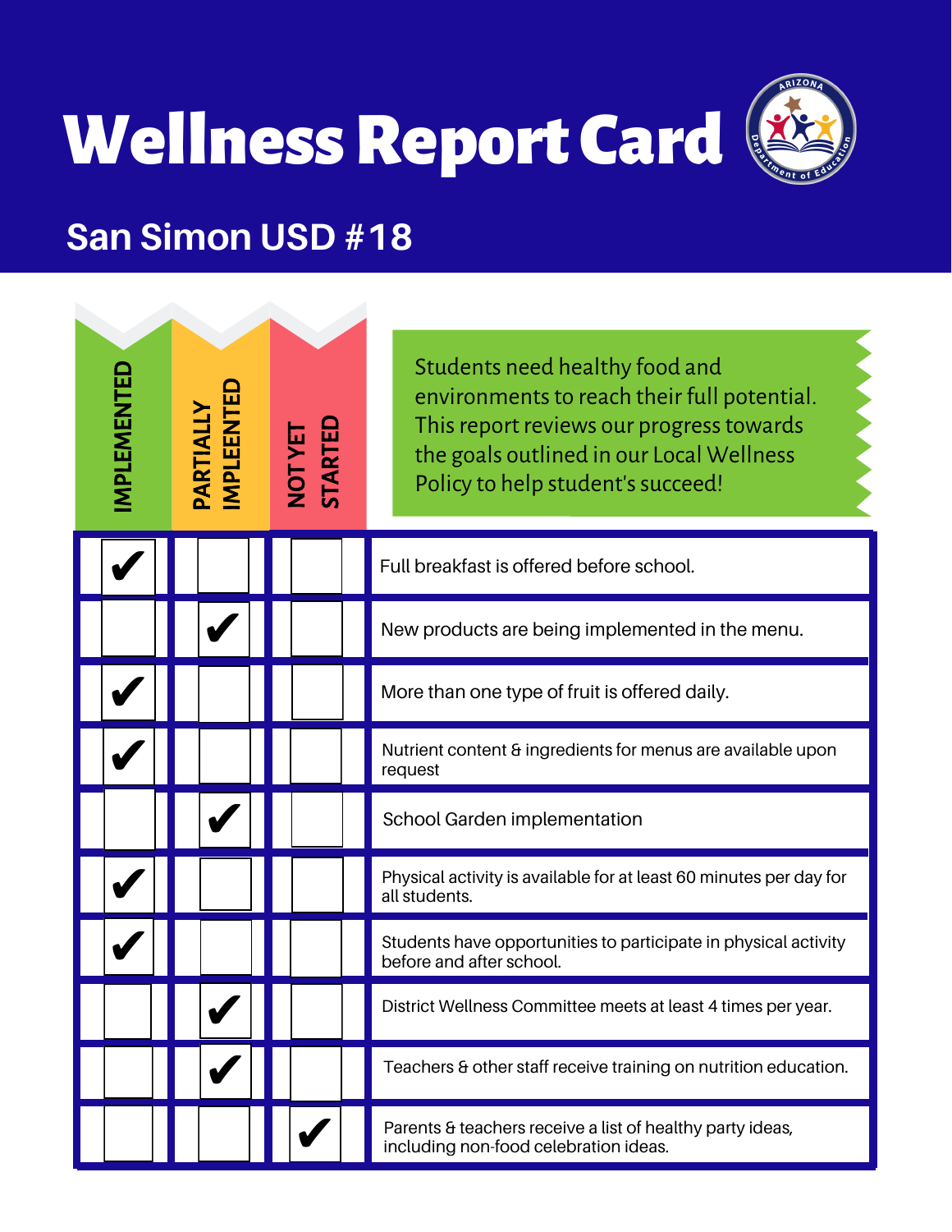# Wellness Report Card

## San Simon USD #18

Students need healthy food and environments to reach their full potential. This report reviews our progress towards the goals outlined in our Local Wellness Policy to help student's succeed!

| IMPLEMENTED | PARTIALLY IMPLEENTED | NOT YET STARTED | |
|---|---|---|---|
| ✔ | | | Full breakfast is offered before school. |
| | ✔ | | New products are being implemented in the menu. |
| ✔ | | | More than one type of fruit is offered daily. |
| ✔ | | | Nutrient content & ingredients for menus are available upon request |
| | ✔ | | School Garden implementation |
| ✔ | | | Physical activity is available for at least 60 minutes per day for all students. |
| ✔ | | | Students have opportunities to participate in physical activity before and after school. |
| | ✔ | | District Wellness Committee meets at least 4 times per year. |
| | ✔ | | Teachers & other staff receive training on nutrition education. |
| | | ✔ | Parents & teachers receive a list of healthy party ideas, including non-food celebration ideas. |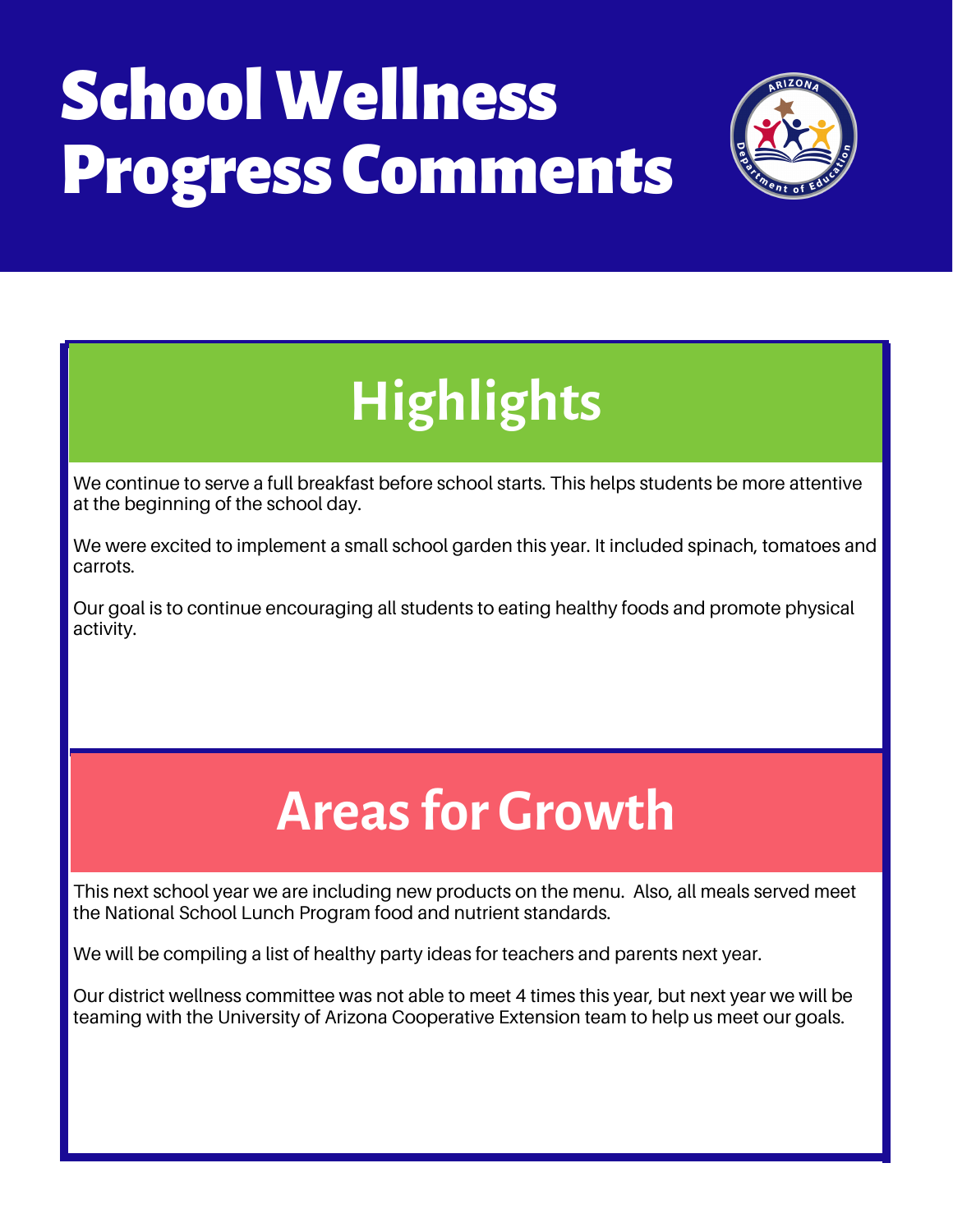# School Wellness Progress Comments

## Highlights

We continue to serve a full breakfast before school starts. This helps students be more attentive at the beginning of the school day.

We were excited to implement a small school garden this year. It included spinach, tomatoes and carrots.

Our goal is to continue encouraging all students to eating healthy foods and promote physical activity.

## Areas for Growth

This next school year we are including new products on the menu. Also, all meals served meet the National School Lunch Program food and nutrient standards.

We will be compiling a list of healthy party ideas for teachers and parents next year.

Our district wellness committee was not able to meet 4 times this year, but next year we will be teaming with the University of Arizona Cooperative Extension team to help us meet our goals.